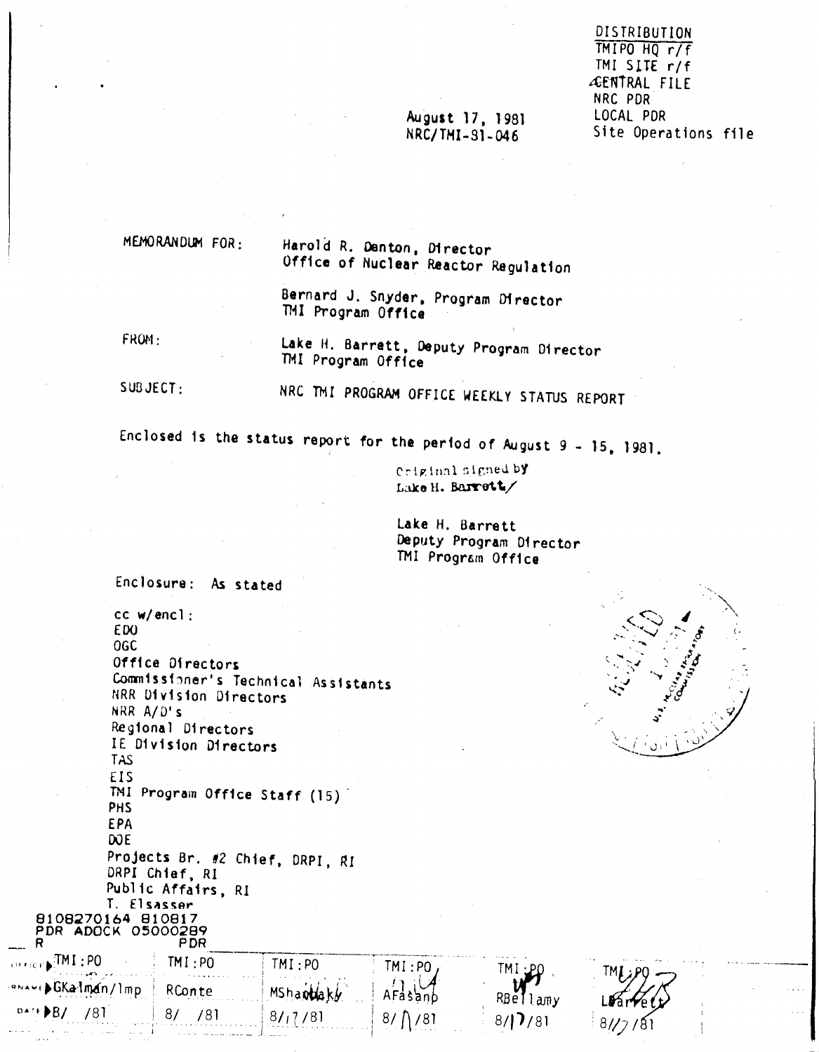DISTRIBUTION
TMIPO HQ r/f
TMI SITE r/f
CENTRAL FILE
NRC PDR
LOCAL PDR
Site Operations file

August 17, 1981
NRC/TMI-81-046

MEMORANDUM FOR: Harold R. Denton, Director
Office of Nuclear Reactor Regulation

Bernard J. Snyder, Program Director
TMI Program Office

FROM: Lake H. Barrett, Deputy Program Director
TMI Program Office

SUBJECT: NRC TMI PROGRAM OFFICE WEEKLY STATUS REPORT

Enclosed is the status report for the period of August 9 - 15, 1981.

Original signed by
Lake H. Barrett/

Lake H. Barrett
Deputy Program Director
TMI Program Office

Enclosure: As stated

cc w/encl:
EDO
OGC
Office Directors
Commissioner's Technical Assistants
NRR Division Directors
NRR A/D's
Regional Directors
IE Division Directors
TAS
EIS
TMI Program Office Staff (15)
PHS
EPA
DOE
Projects Br. #2 Chief, DRPI, RI
DRPI Chief, RI
Public Affairs, RI
T. Elsasser

8108270164 810817
PDR ADOCK 05000289
R PDR

| OFFICE | TMI:PO | TMI:PO | TMI:PO | TMI:PO | TMI:PO | TMI:PO |
|---|---|---|---|---|---|---|
| SURNAME | GKalman/lmp | RConte | MShanbaky | AFasano | RBellamy | LBarrett |
| DATE | 8/ /81 | 8/ /81 | 8/17/81 | 8/17/81 | 8/17/81 | 8/17/81 |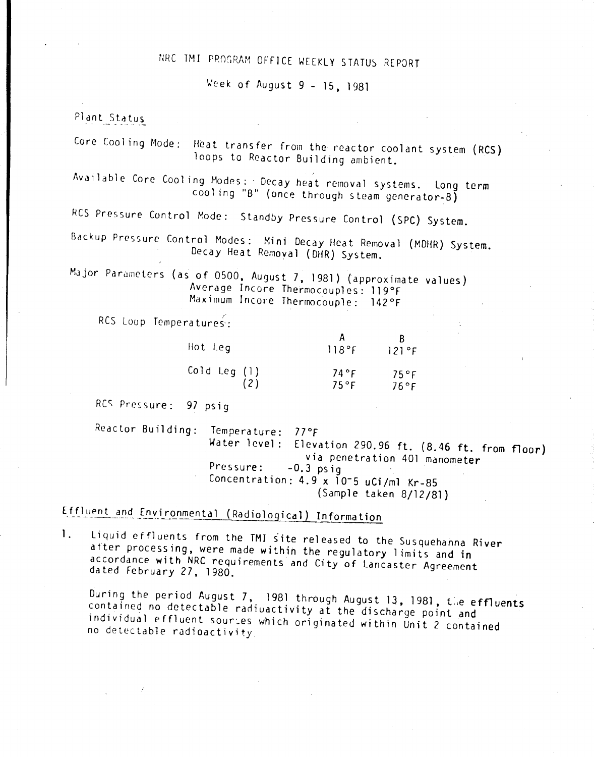# NRC TMI PROGRAM OFFICE WEEKLY STATUS REPORT

Week of August 9 - 15, 1981

## Plant Status

Core Cooling Mode: Heat transfer from the reactor coolant system (RCS) loops to Reactor Building ambient.

Available Core Cooling Modes: Decay heat removal systems. Long term cooling "B" (once through steam generator-B)

RCS Pressure Control Mode: Standby Pressure Control (SPC) System.

Backup Pressure Control Modes: Mini Decay Heat Removal (MDHR) System. Decay Heat Removal (DHR) System.

Major Parameters (as of 0500, August 7, 1981) (approximate values)
Average Incore Thermocouples: 119°F
Maximum Incore Thermocouple: 142°F

RCS Loop Temperatures:

| | | A | B |
|---|---|---|---|
| Hot Leg | | 118°F | 121°F |
| Cold Leg | (1) | 74°F | 75°F |
| | (2) | 75°F | 76°F |

RCS Pressure: 97 psig

Reactor Building: Temperature: 77°F
Water level: Elevation 290.96 ft. (8.46 ft. from floor) via penetration 401 manometer
Pressure: -0.3 psig
Concentration: $4.9 \times 10^{-5}$ uCi/ml Kr-85 (Sample taken 8/12/81)

## Effluent and Environmental (Radiological) Information

1. Liquid effluents from the TMI site released to the Susquehanna River after processing, were made within the regulatory limits and in accordance with NRC requirements and City of Lancaster Agreement dated February 27, 1980.

   During the period August 7, 1981 through August 13, 1981, the effluents contained no detectable radioactivity at the discharge point and individual effluent sources which originated within Unit 2 contained no detectable radioactivity.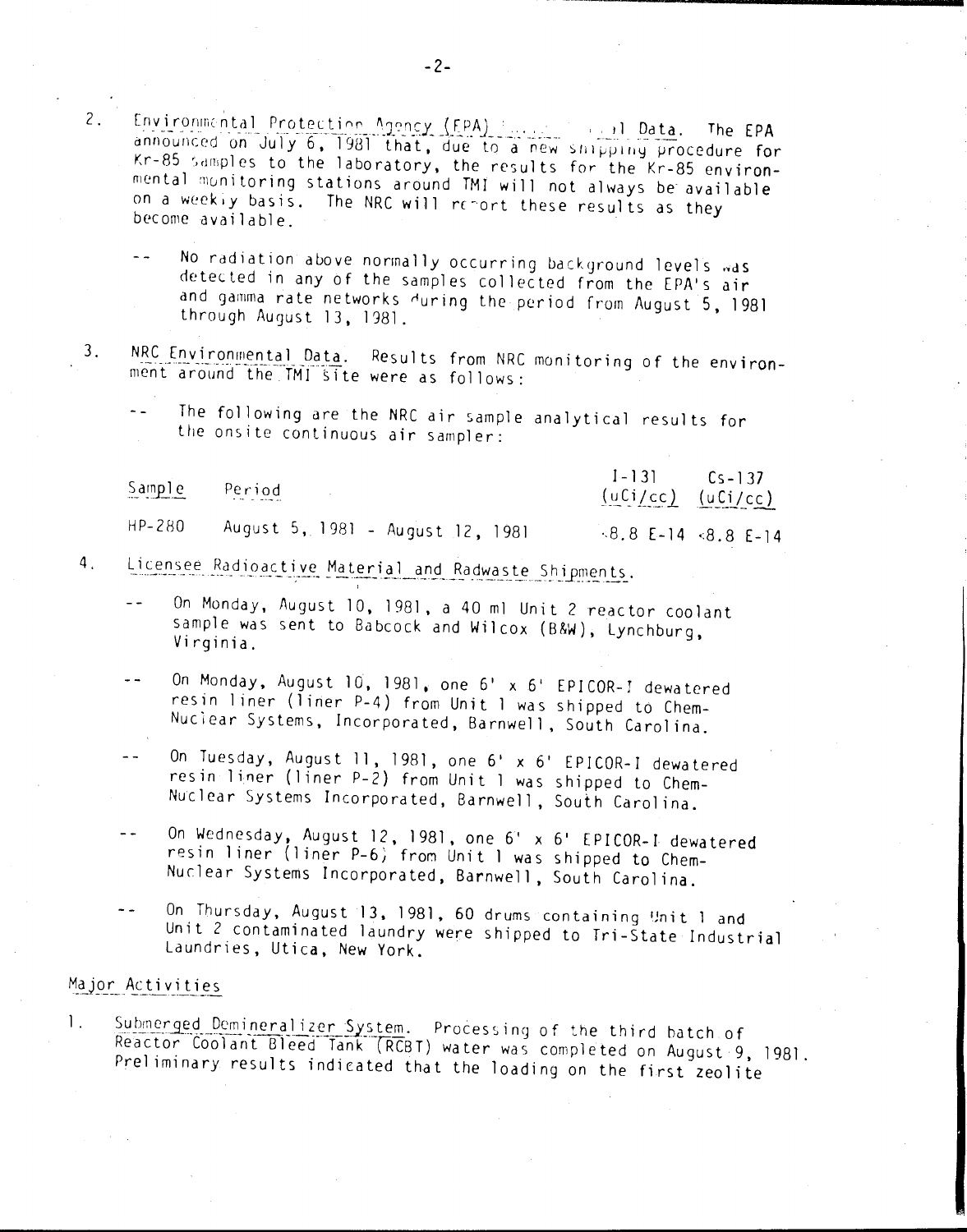2. Environmental Protection Agency (EPA) Environmental Data. The EPA announced on July 6, 1981 that, due to a new shipping procedure for Kr-85 samples to the laboratory, the results for the Kr-85 environmental monitoring stations around TMI will not always be available on a weekly basis. The NRC will report these results as they become available.

   -- No radiation above normally occurring background levels was detected in any of the samples collected from the EPA's air and gamma rate networks during the period from August 5, 1981 through August 13, 1981.

3. NRC Environmental Data. Results from NRC monitoring of the environment around the TMI site were as follows:

   -- The following are the NRC air sample analytical results for the onsite continuous air sampler:

| Sample | Period | I-131 (uCi/cc) | Cs-137 (uCi/cc) |
|---|---|---|---|
| HP-280 | August 5, 1981 - August 12, 1981 | <8.8 E-14 | <8.8 E-14 |

4. Licensee Radioactive Material and Radwaste Shipments.

   -- On Monday, August 10, 1981, a 40 ml Unit 2 reactor coolant sample was sent to Babcock and Wilcox (B&W), Lynchburg, Virginia.

   -- On Monday, August 10, 1981, one 6' x 6' EPICOR-I dewatered resin liner (liner P-4) from Unit 1 was shipped to Chem-Nuclear Systems, Incorporated, Barnwell, South Carolina.

   -- On Tuesday, August 11, 1981, one 6' x 6' EPICOR-I dewatered resin liner (liner P-2) from Unit 1 was shipped to Chem-Nuclear Systems Incorporated, Barnwell, South Carolina.

   -- On Wednesday, August 12, 1981, one 6' x 6' EPICOR-I dewatered resin liner (liner P-6) from Unit 1 was shipped to Chem-Nuclear Systems Incorporated, Barnwell, South Carolina.

   -- On Thursday, August 13, 1981, 60 drums containing Unit 1 and Unit 2 contaminated laundry were shipped to Tri-State Industrial Laundries, Utica, New York.

## Major Activities

1. Submerged Demineralizer System. Processing of the third batch of Reactor Coolant Bleed Tank (RCBT) water was completed on August 9, 1981. Preliminary results indicated that the loading on the first zeolite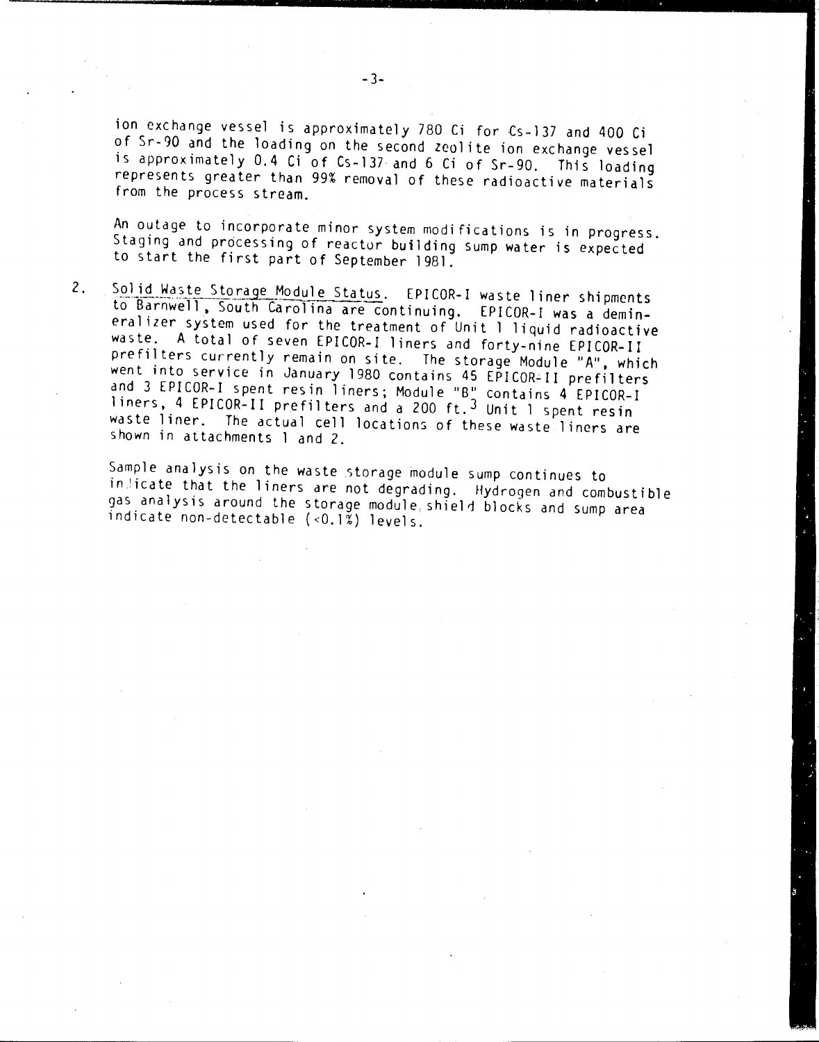ion exchange vessel is approximately 780 Ci for Cs-137 and 400 Ci of Sr-90 and the loading on the second zeolite ion exchange vessel is approximately 0.4 Ci of Cs-137 and 6 Ci of Sr-90. This loading represents greater than 99% removal of these radioactive materials from the process stream.

An outage to incorporate minor system modifications is in progress. Staging and processing of reactor building sump water is expected to start the first part of September 1981.

2. Solid Waste Storage Module Status. EPICOR-I waste liner shipments to Barnwell, South Carolina are continuing. EPICOR-I was a demineralizer system used for the treatment of Unit 1 liquid radioactive waste. A total of seven EPICOR-I liners and forty-nine EPICOR-II prefilters currently remain on site. The storage Module "A", which went into service in January 1980 contains 45 EPICOR-II prefilters and 3 EPICOR-I spent resin liners; Module "B" contains 4 EPICOR-I liners, 4 EPICOR-II prefilters and a 200 $ft.^3$ Unit 1 spent resin waste liner. The actual cell locations of these waste liners are shown in attachments 1 and 2.

Sample analysis on the waste storage module sump continues to indicate that the liners are not degrading. Hydrogen and combustible gas analysis around the storage module shield blocks and sump area indicate non-detectable (<0.1%) levels.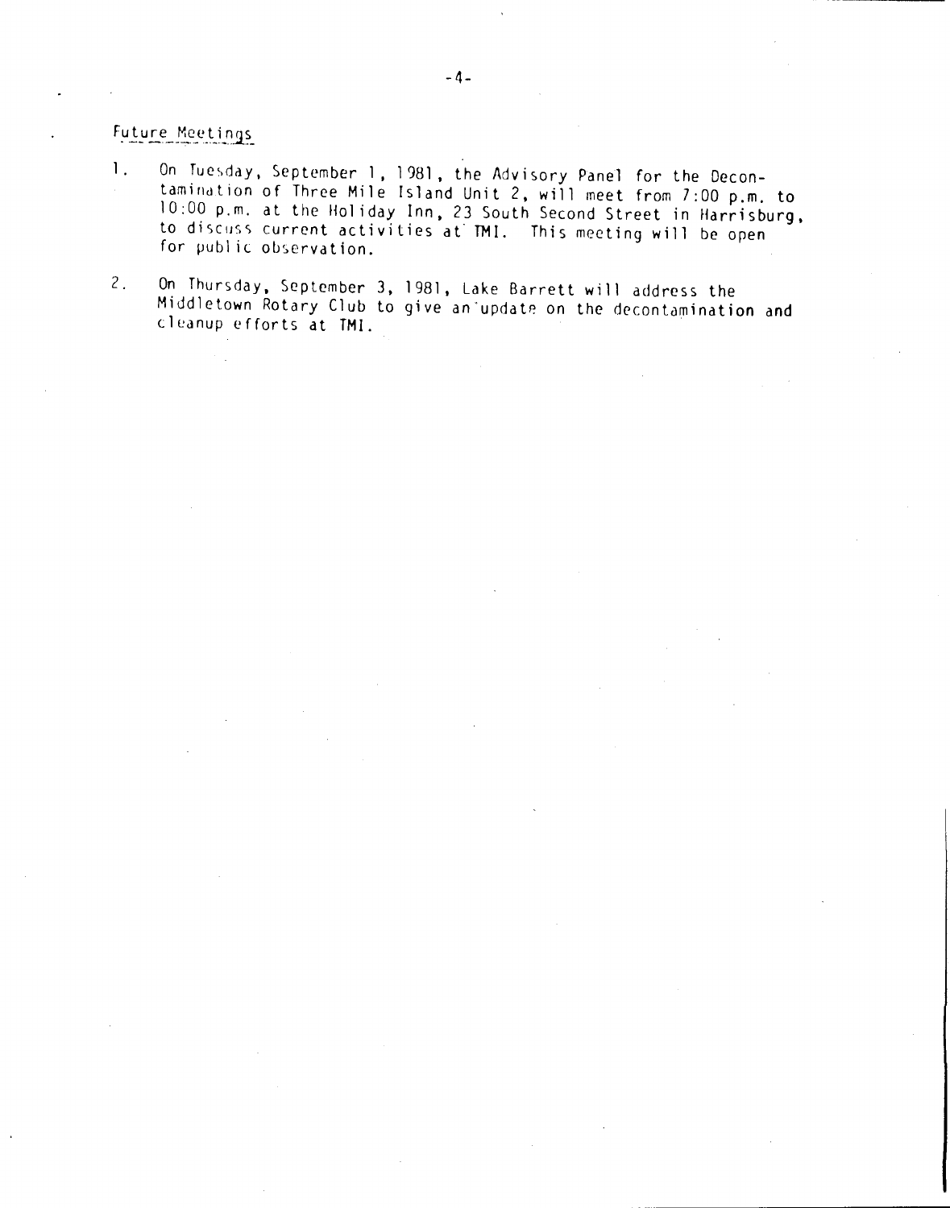Future Meetings

1. On Tuesday, September 1, 1981, the Advisory Panel for the Decontamination of Three Mile Island Unit 2, will meet from 7:00 p.m. to 10:00 p.m. at the Holiday Inn, 23 South Second Street in Harrisburg, to discuss current activities at TMI. This meeting will be open for public observation.

2. On Thursday, September 3, 1981, Lake Barrett will address the Middletown Rotary Club to give an update on the decontamination and cleanup efforts at TMI.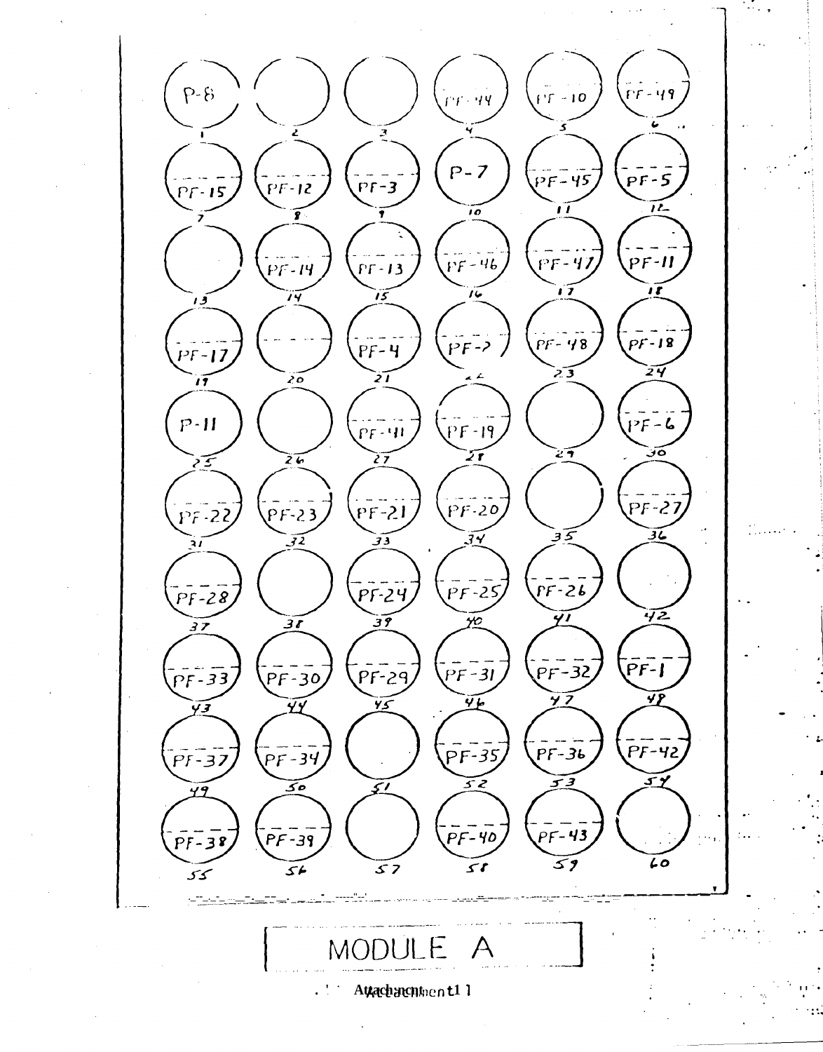| 1 | 2 | 3 | 4 | 5 | 6 |
|---|---|---|---|---|---|
| P-8 | | | PF-44 | PF-10 | PF-49 |

| 7 | 8 | 9 | 10 | 11 | 12 |
|---|---|---|---|---|---|
| PF-15 | PF-12 | PF-3 | P-7 | PF-45 | PF-5 |

| 13 | 14 | 15 | 16 | 17 | 18 |
|---|---|---|---|---|---|
| | PF-14 | PF-13 | PF-46 | PF-47 | PF-11 |

| 19 | 20 | 21 | 22 | 23 | 24 |
|---|---|---|---|---|---|
| PF-17 | | PF-4 | PF-2 | PF-48 | PF-18 |

| 25 | 26 | 27 | 28 | 29 | 30 |
|---|---|---|---|---|---|
| P-11 | | PF-41 | PF-19 | | PF-6 |

| 31 | 32 | 33 | 34 | 35 | 36 |
|---|---|---|---|---|---|
| PF-22 | PF-23 | PF-21 | PF-20 | | PF-27 |

| 37 | 38 | 39 | 40 | 41 | 42 |
|---|---|---|---|---|---|
| PF-28 | | PF-24 | PF-25 | PF-26 | |

| 43 | 44 | 45 | 46 | 47 | 48 |
|---|---|---|---|---|---|
| PF-33 | PF-30 | PF-29 | PF-31 | PF-32 | PF-1 |

| 49 | 50 | 51 | 52 | 53 | 54 |
|---|---|---|---|---|---|
| PF-37 | PF-34 | | PF-35 | PF-36 | PF-42 |

| 55 | 56 | 57 | 58 | 59 | 60 |
|---|---|---|---|---|---|
| PF-38 | PF-39 | | PF-40 | PF-43 | |

# MODULE A

Attachment 11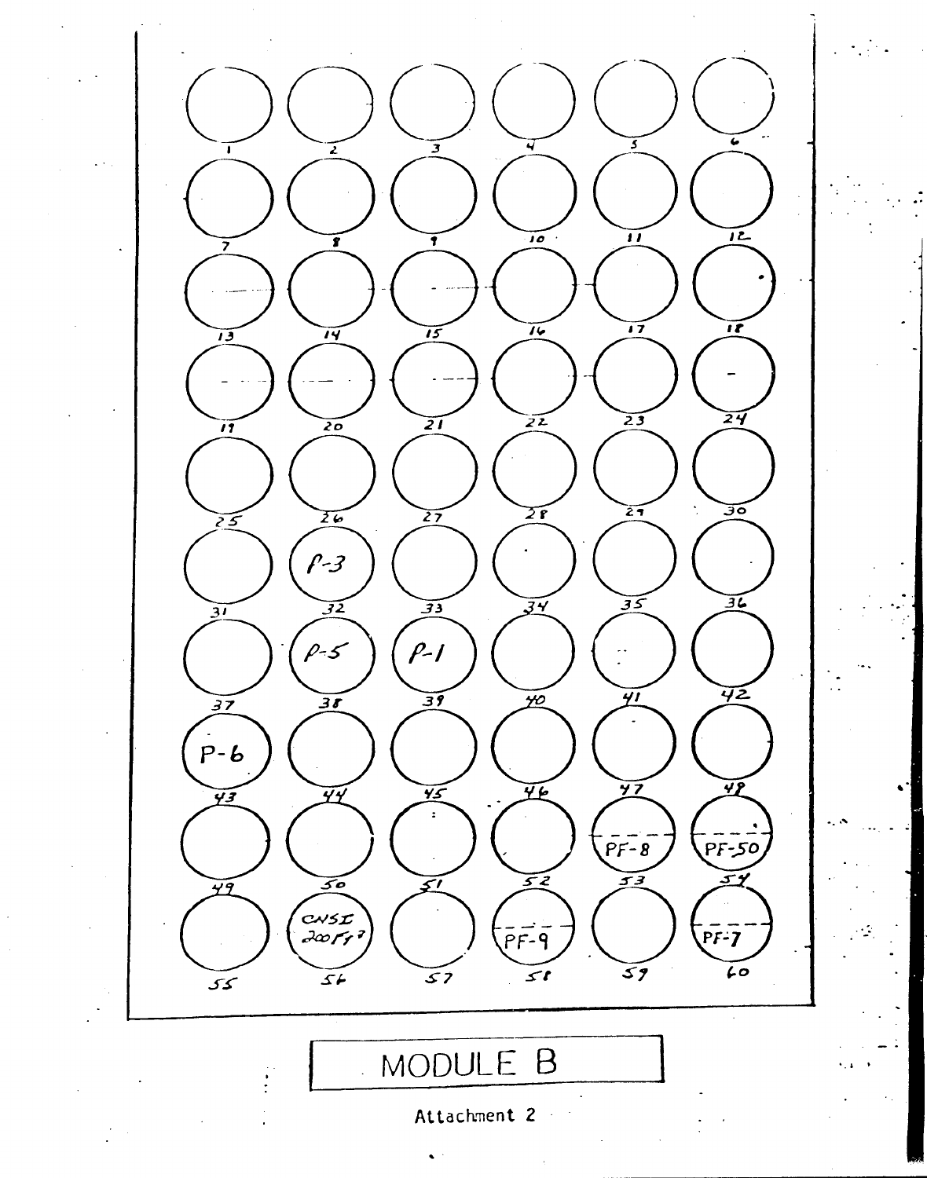1 2 3 4 5 6

7 8 9 10 11 12

13 14 15 16 17 18

19 20 21 22 23 24

25 26 27 28 29 30

31 P-3 32 33 34 35 36

37 P-5 38 P-1 39 40 41 42

P-6 43 44 45 46 47 48

49 50 51 52 PF-8 53 PF-50 54

55 CNSI 200 Ft? 56 57 PF-9 58 59 PF-7 60

MODULE B

Attachment 2